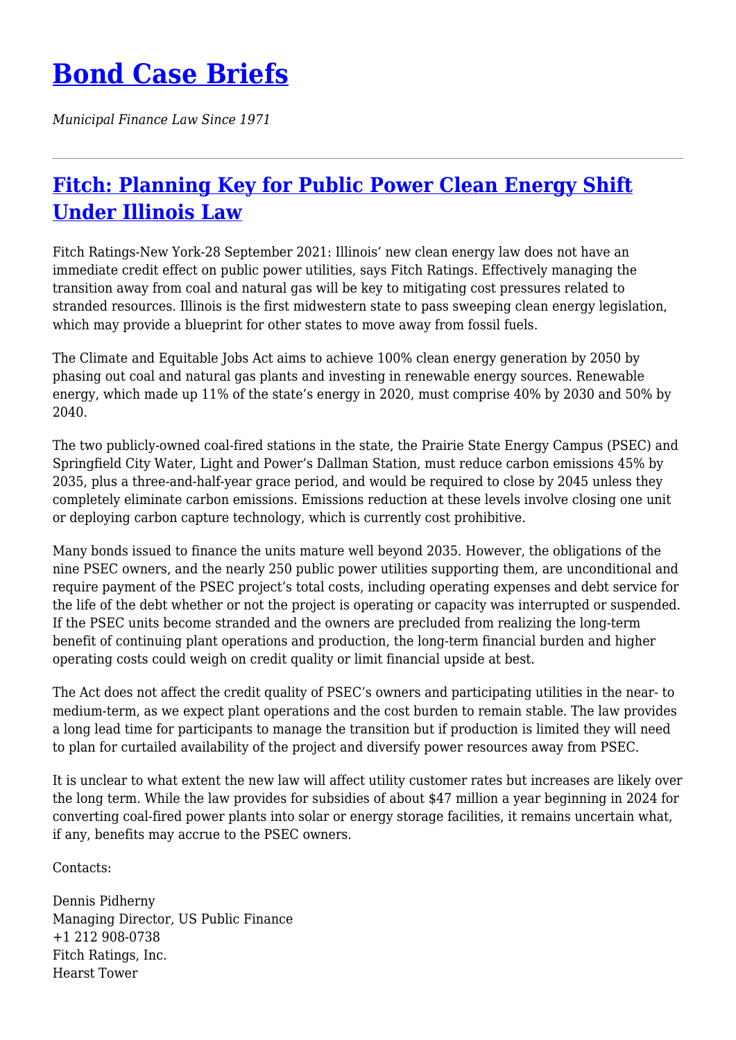# [Bond Case Briefs](#)

*Municipal Finance Law Since 1971*

---

## [Fitch: Planning Key for Public Power Clean Energy Shift Under Illinois Law](#)

Fitch Ratings-New York-28 September 2021: Illinois' new clean energy law does not have an immediate credit effect on public power utilities, says Fitch Ratings. Effectively managing the transition away from coal and natural gas will be key to mitigating cost pressures related to stranded resources. Illinois is the first midwestern state to pass sweeping clean energy legislation, which may provide a blueprint for other states to move away from fossil fuels.

The Climate and Equitable Jobs Act aims to achieve 100% clean energy generation by 2050 by phasing out coal and natural gas plants and investing in renewable energy sources. Renewable energy, which made up 11% of the state's energy in 2020, must comprise 40% by 2030 and 50% by 2040.

The two publicly-owned coal-fired stations in the state, the Prairie State Energy Campus (PSEC) and Springfield City Water, Light and Power's Dallman Station, must reduce carbon emissions 45% by 2035, plus a three-and-half-year grace period, and would be required to close by 2045 unless they completely eliminate carbon emissions. Emissions reduction at these levels involve closing one unit or deploying carbon capture technology, which is currently cost prohibitive.

Many bonds issued to finance the units mature well beyond 2035. However, the obligations of the nine PSEC owners, and the nearly 250 public power utilities supporting them, are unconditional and require payment of the PSEC project's total costs, including operating expenses and debt service for the life of the debt whether or not the project is operating or capacity was interrupted or suspended. If the PSEC units become stranded and the owners are precluded from realizing the long-term benefit of continuing plant operations and production, the long-term financial burden and higher operating costs could weigh on credit quality or limit financial upside at best.

The Act does not affect the credit quality of PSEC's owners and participating utilities in the near- to medium-term, as we expect plant operations and the cost burden to remain stable. The law provides a long lead time for participants to manage the transition but if production is limited they will need to plan for curtailed availability of the project and diversify power resources away from PSEC.

It is unclear to what extent the new law will affect utility customer rates but increases are likely over the long term. While the law provides for subsidies of about $47 million a year beginning in 2024 for converting coal-fired power plants into solar or energy storage facilities, it remains uncertain what, if any, benefits may accrue to the PSEC owners.

Contacts:

Dennis Pidherny  
Managing Director, US Public Finance  
+1 212 908-0738  
Fitch Ratings, Inc.  
Hearst Tower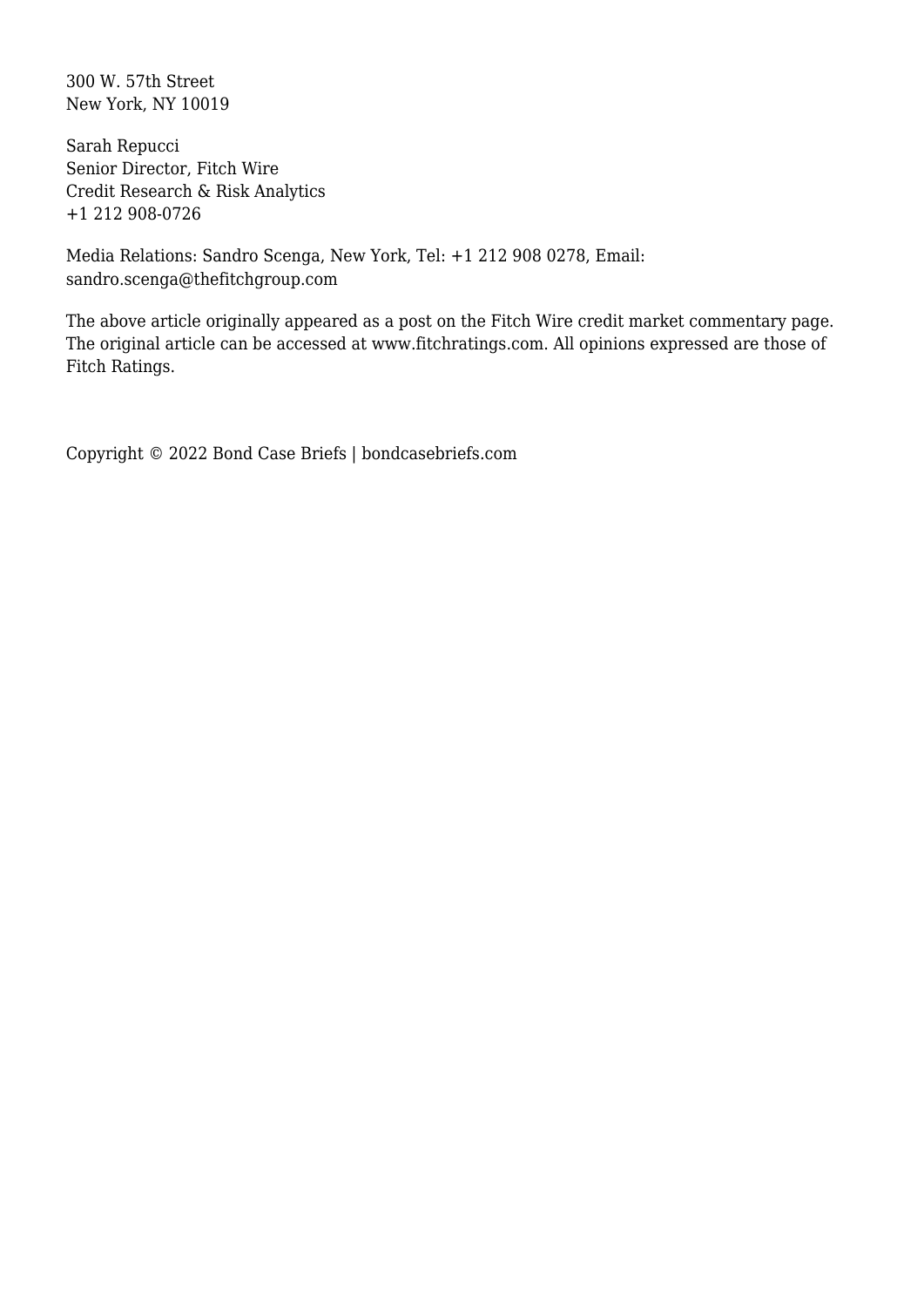300 W. 57th Street
New York, NY 10019

Sarah Repucci
Senior Director, Fitch Wire
Credit Research & Risk Analytics
+1 212 908-0726

Media Relations: Sandro Scenga, New York, Tel: +1 212 908 0278, Email: sandro.scenga@thefitchgroup.com

The above article originally appeared as a post on the Fitch Wire credit market commentary page. The original article can be accessed at www.fitchratings.com. All opinions expressed are those of Fitch Ratings.

Copyright © 2022 Bond Case Briefs | bondcasebriefs.com